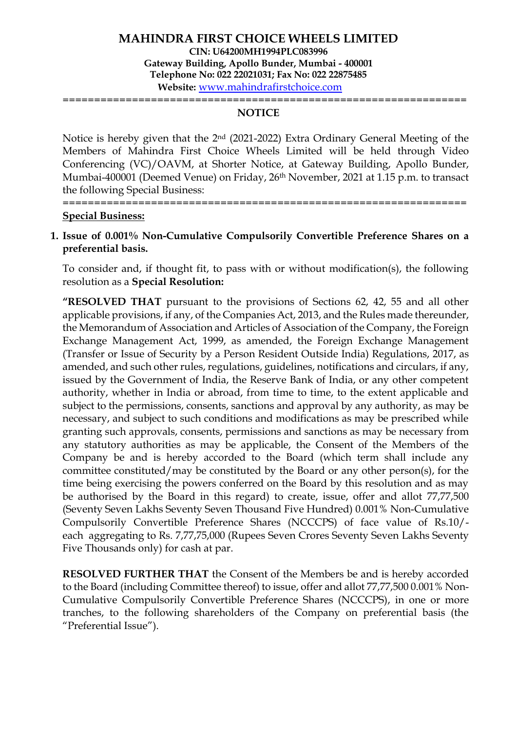# MAHINDRA FIRST CHOICE WHEELS LIMITED

**CIN: U64200MH1994PLC083996**
**Gateway Building, Apollo Bunder, Mumbai - 400001**
**Telephone No: 022 22021031; Fax No: 022 22875485**
**Website:** www.mahindrafirstchoice.com

================================================================

## NOTICE

Notice is hereby given that the 2nd (2021-2022) Extra Ordinary General Meeting of the Members of Mahindra First Choice Wheels Limited will be held through Video Conferencing (VC)/OAVM, at Shorter Notice, at Gateway Building, Apollo Bunder, Mumbai-400001 (Deemed Venue) on Friday, 26th November, 2021 at 1.15 p.m. to transact the following Special Business:

================================================================

**Special Business:**

1. **Issue of 0.001% Non-Cumulative Compulsorily Convertible Preference Shares on a preferential basis.**

   To consider and, if thought fit, to pass with or without modification(s), the following resolution as a **Special Resolution:**

   **"RESOLVED THAT** pursuant to the provisions of Sections 62, 42, 55 and all other applicable provisions, if any, of the Companies Act, 2013, and the Rules made thereunder, the Memorandum of Association and Articles of Association of the Company, the Foreign Exchange Management Act, 1999, as amended, the Foreign Exchange Management (Transfer or Issue of Security by a Person Resident Outside India) Regulations, 2017, as amended, and such other rules, regulations, guidelines, notifications and circulars, if any, issued by the Government of India, the Reserve Bank of India, or any other competent authority, whether in India or abroad, from time to time, to the extent applicable and subject to the permissions, consents, sanctions and approval by any authority, as may be necessary, and subject to such conditions and modifications as may be prescribed while granting such approvals, consents, permissions and sanctions as may be necessary from any statutory authorities as may be applicable, the Consent of the Members of the Company be and is hereby accorded to the Board (which term shall include any committee constituted/may be constituted by the Board or any other person(s), for the time being exercising the powers conferred on the Board by this resolution and as may be authorised by the Board in this regard) to create, issue, offer and allot 77,77,500 (Seventy Seven Lakhs Seventy Seven Thousand Five Hundred) 0.001% Non-Cumulative Compulsorily Convertible Preference Shares (NCCCPS) of face value of Rs.10/- each aggregating to Rs. 7,77,75,000 (Rupees Seven Crores Seventy Seven Lakhs Seventy Five Thousands only) for cash at par.

   **RESOLVED FURTHER THAT** the Consent of the Members be and is hereby accorded to the Board (including Committee thereof) to issue, offer and allot 77,77,500 0.001% Non-Cumulative Compulsorily Convertible Preference Shares (NCCCPS), in one or more tranches, to the following shareholders of the Company on preferential basis (the "Preferential Issue").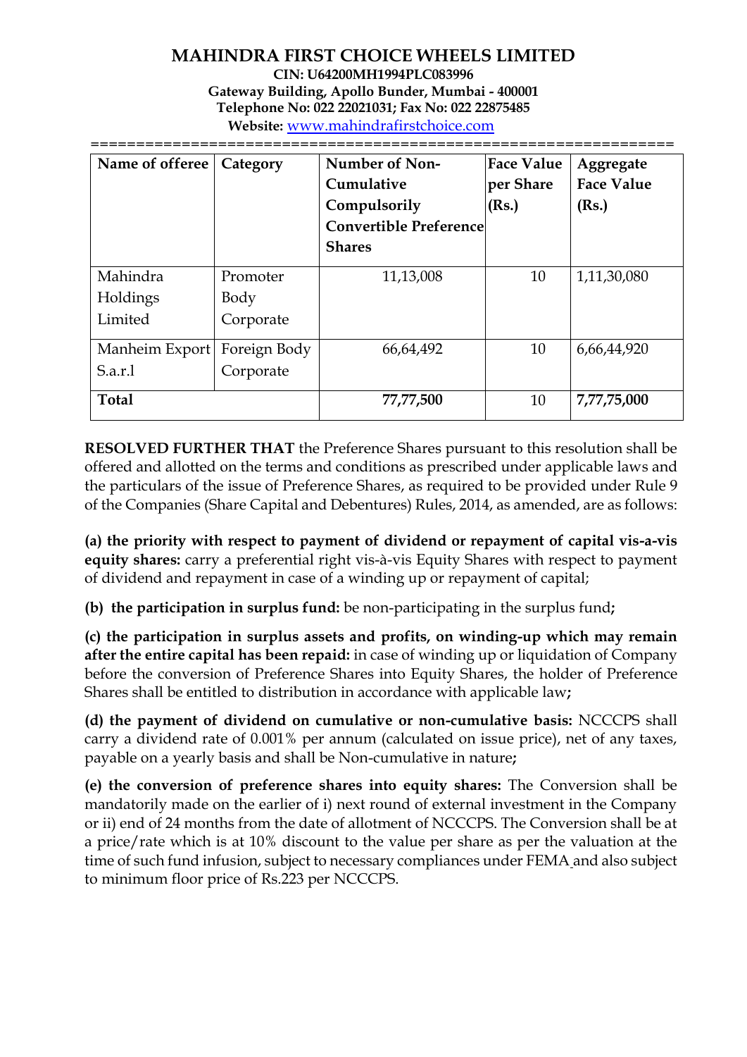**MAHINDRA FIRST CHOICE WHEELS LIMITED**
**CIN: U64200MH1994PLC083996**
**Gateway Building, Apollo Bunder, Mumbai - 400001**
**Telephone No: 022 22021031; Fax No: 022 22875485**
**Website:** www.mahindrafirstchoice.com

===========================================================

| Name of offeree | Category | Number of Non-Cumulative Compulsorily Convertible Preference Shares | Face Value per Share (Rs.) | Aggregate Face Value (Rs.) |
|---|---|---|---|---|
| Mahindra Holdings Limited | Promoter Body Corporate | 11,13,008 | 10 | 1,11,30,080 |
| Manheim Export S.a.r.l | Foreign Body Corporate | 66,64,492 | 10 | 6,66,44,920 |
| **Total** | | **77,77,500** | 10 | **7,77,75,000** |

**RESOLVED FURTHER THAT** the Preference Shares pursuant to this resolution shall be offered and allotted on the terms and conditions as prescribed under applicable laws and the particulars of the issue of Preference Shares, as required to be provided under Rule 9 of the Companies (Share Capital and Debentures) Rules, 2014, as amended, are as follows:

**(a) the priority with respect to payment of dividend or repayment of capital vis-a-vis equity shares:** carry a preferential right vis-à-vis Equity Shares with respect to payment of dividend and repayment in case of a winding up or repayment of capital;

**(b) the participation in surplus fund:** be non-participating in the surplus fund**;**

**(c) the participation in surplus assets and profits, on winding-up which may remain after the entire capital has been repaid:** in case of winding up or liquidation of Company before the conversion of Preference Shares into Equity Shares, the holder of Preference Shares shall be entitled to distribution in accordance with applicable law**;**

**(d) the payment of dividend on cumulative or non-cumulative basis:** NCCCPS shall carry a dividend rate of 0.001% per annum (calculated on issue price), net of any taxes, payable on a yearly basis and shall be Non-cumulative in nature**;**

**(e) the conversion of preference shares into equity shares:** The Conversion shall be mandatorily made on the earlier of i) next round of external investment in the Company or ii) end of 24 months from the date of allotment of NCCCPS. The Conversion shall be at a price/rate which is at 10% discount to the value per share as per the valuation at the time of such fund infusion, subject to necessary compliances under FEMA and also subject to minimum floor price of Rs.223 per NCCCPS.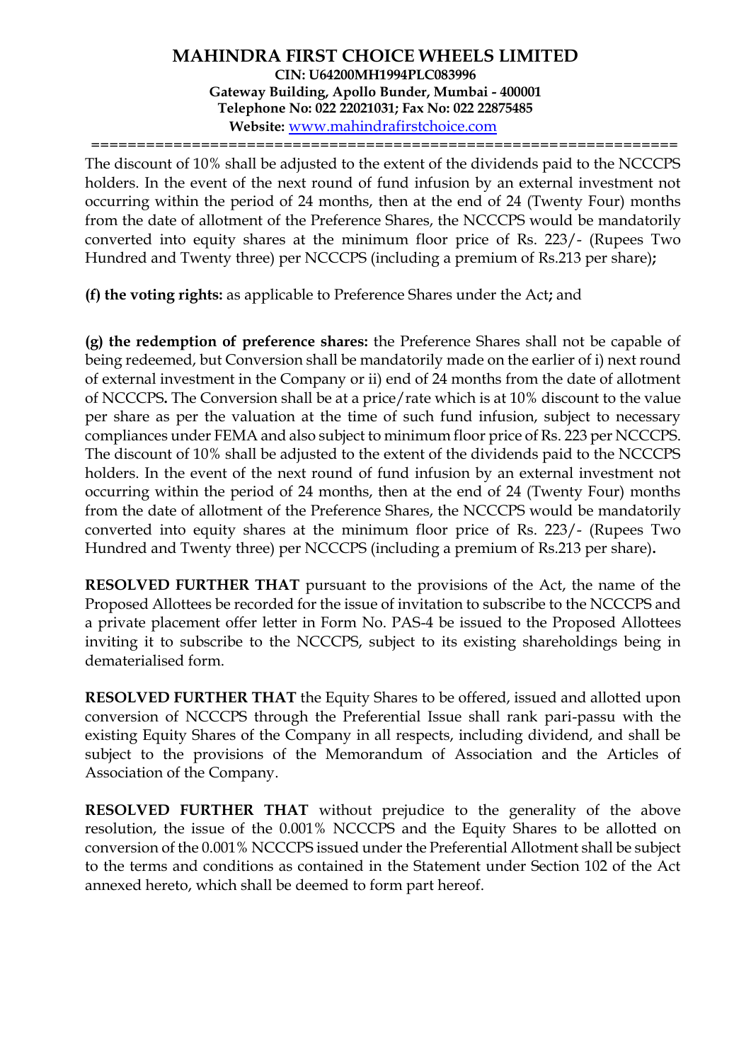The discount of 10% shall be adjusted to the extent of the dividends paid to the NCCCPS holders. In the event of the next round of fund infusion by an external investment not occurring within the period of 24 months, then at the end of 24 (Twenty Four) months from the date of allotment of the Preference Shares, the NCCCPS would be mandatorily converted into equity shares at the minimum floor price of Rs. 223/- (Rupees Two Hundred and Twenty three) per NCCCPS (including a premium of Rs.213 per share)**;**

**(f) the voting rights:** as applicable to Preference Shares under the Act**;** and

**(g) the redemption of preference shares:** the Preference Shares shall not be capable of being redeemed, but Conversion shall be mandatorily made on the earlier of i) next round of external investment in the Company or ii) end of 24 months from the date of allotment of NCCCPS**.** The Conversion shall be at a price/rate which is at 10% discount to the value per share as per the valuation at the time of such fund infusion, subject to necessary compliances under FEMA and also subject to minimum floor price of Rs. 223 per NCCCPS. The discount of 10% shall be adjusted to the extent of the dividends paid to the NCCCPS holders. In the event of the next round of fund infusion by an external investment not occurring within the period of 24 months, then at the end of 24 (Twenty Four) months from the date of allotment of the Preference Shares, the NCCCPS would be mandatorily converted into equity shares at the minimum floor price of Rs. 223/- (Rupees Two Hundred and Twenty three) per NCCCPS (including a premium of Rs.213 per share)**.**

**RESOLVED FURTHER THAT** pursuant to the provisions of the Act, the name of the Proposed Allottees be recorded for the issue of invitation to subscribe to the NCCCPS and a private placement offer letter in Form No. PAS-4 be issued to the Proposed Allottees inviting it to subscribe to the NCCCPS, subject to its existing shareholdings being in dematerialised form.

**RESOLVED FURTHER THAT** the Equity Shares to be offered, issued and allotted upon conversion of NCCCPS through the Preferential Issue shall rank pari-passu with the existing Equity Shares of the Company in all respects, including dividend, and shall be subject to the provisions of the Memorandum of Association and the Articles of Association of the Company.

**RESOLVED FURTHER THAT** without prejudice to the generality of the above resolution, the issue of the 0.001% NCCCPS and the Equity Shares to be allotted on conversion of the 0.001% NCCCPS issued under the Preferential Allotment shall be subject to the terms and conditions as contained in the Statement under Section 102 of the Act annexed hereto, which shall be deemed to form part hereof.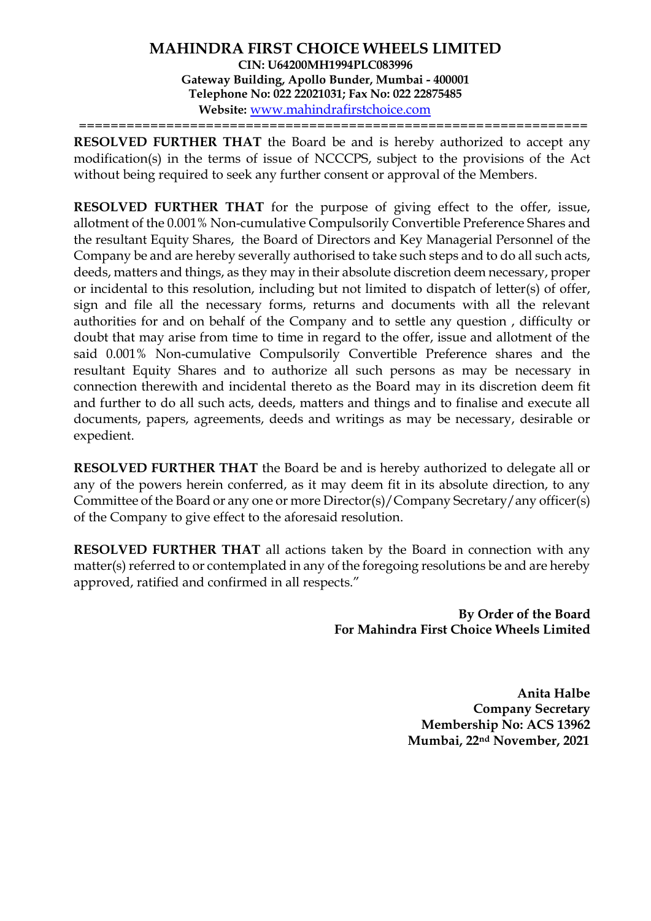**RESOLVED FURTHER THAT** the Board be and is hereby authorized to accept any modification(s) in the terms of issue of NCCCPS, subject to the provisions of the Act without being required to seek any further consent or approval of the Members.

**RESOLVED FURTHER THAT** for the purpose of giving effect to the offer, issue, allotment of the 0.001% Non-cumulative Compulsorily Convertible Preference Shares and the resultant Equity Shares, the Board of Directors and Key Managerial Personnel of the Company be and are hereby severally authorised to take such steps and to do all such acts, deeds, matters and things, as they may in their absolute discretion deem necessary, proper or incidental to this resolution, including but not limited to dispatch of letter(s) of offer, sign and file all the necessary forms, returns and documents with all the relevant authorities for and on behalf of the Company and to settle any question , difficulty or doubt that may arise from time to time in regard to the offer, issue and allotment of the said 0.001% Non-cumulative Compulsorily Convertible Preference shares and the resultant Equity Shares and to authorize all such persons as may be necessary in connection therewith and incidental thereto as the Board may in its discretion deem fit and further to do all such acts, deeds, matters and things and to finalise and execute all documents, papers, agreements, deeds and writings as may be necessary, desirable or expedient.

**RESOLVED FURTHER THAT** the Board be and is hereby authorized to delegate all or any of the powers herein conferred, as it may deem fit in its absolute direction, to any Committee of the Board or any one or more Director(s)/Company Secretary/any officer(s) of the Company to give effect to the aforesaid resolution.

**RESOLVED FURTHER THAT** all actions taken by the Board in connection with any matter(s) referred to or contemplated in any of the foregoing resolutions be and are hereby approved, ratified and confirmed in all respects."

**By Order of the Board**
**For Mahindra First Choice Wheels Limited**

**Anita Halbe**
**Company Secretary**
**Membership No: ACS 13962**
**Mumbai, 22nd November, 2021**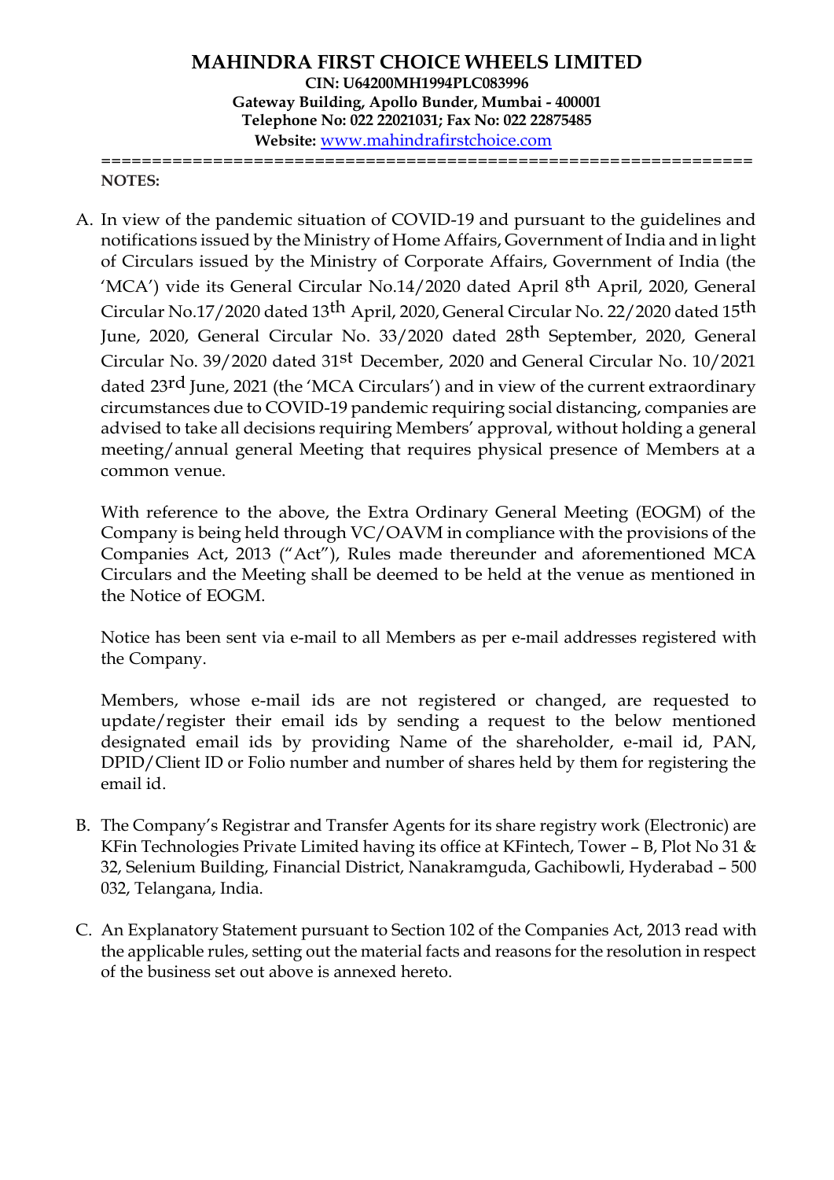**MAHINDRA FIRST CHOICE WHEELS LIMITED**

**CIN: U64200MH1994PLC083996**

**Gateway Building, Apollo Bunder, Mumbai - 400001**

**Telephone No: 022 22021031; Fax No: 022 22875485**

**Website:** www.mahindrafirstchoice.com

**NOTES:**

A. In view of the pandemic situation of COVID-19 and pursuant to the guidelines and notifications issued by the Ministry of Home Affairs, Government of India and in light of Circulars issued by the Ministry of Corporate Affairs, Government of India (the 'MCA') vide its General Circular No.14/2020 dated April 8th April, 2020, General Circular No.17/2020 dated 13th April, 2020, General Circular No. 22/2020 dated 15th June, 2020, General Circular No. 33/2020 dated 28th September, 2020, General Circular No. 39/2020 dated 31st December, 2020 and General Circular No. 10/2021 dated 23rd June, 2021 (the 'MCA Circulars') and in view of the current extraordinary circumstances due to COVID-19 pandemic requiring social distancing, companies are advised to take all decisions requiring Members' approval, without holding a general meeting/annual general Meeting that requires physical presence of Members at a common venue.

   With reference to the above, the Extra Ordinary General Meeting (EOGM) of the Company is being held through VC/OAVM in compliance with the provisions of the Companies Act, 2013 ("Act"), Rules made thereunder and aforementioned MCA Circulars and the Meeting shall be deemed to be held at the venue as mentioned in the Notice of EOGM.

   Notice has been sent via e-mail to all Members as per e-mail addresses registered with the Company.

   Members, whose e-mail ids are not registered or changed, are requested to update/register their email ids by sending a request to the below mentioned designated email ids by providing Name of the shareholder, e-mail id, PAN, DPID/Client ID or Folio number and number of shares held by them for registering the email id.

B. The Company's Registrar and Transfer Agents for its share registry work (Electronic) are KFin Technologies Private Limited having its office at KFintech, Tower – B, Plot No 31 & 32, Selenium Building, Financial District, Nanakramguda, Gachibowli, Hyderabad – 500 032, Telangana, India.

C. An Explanatory Statement pursuant to Section 102 of the Companies Act, 2013 read with the applicable rules, setting out the material facts and reasons for the resolution in respect of the business set out above is annexed hereto.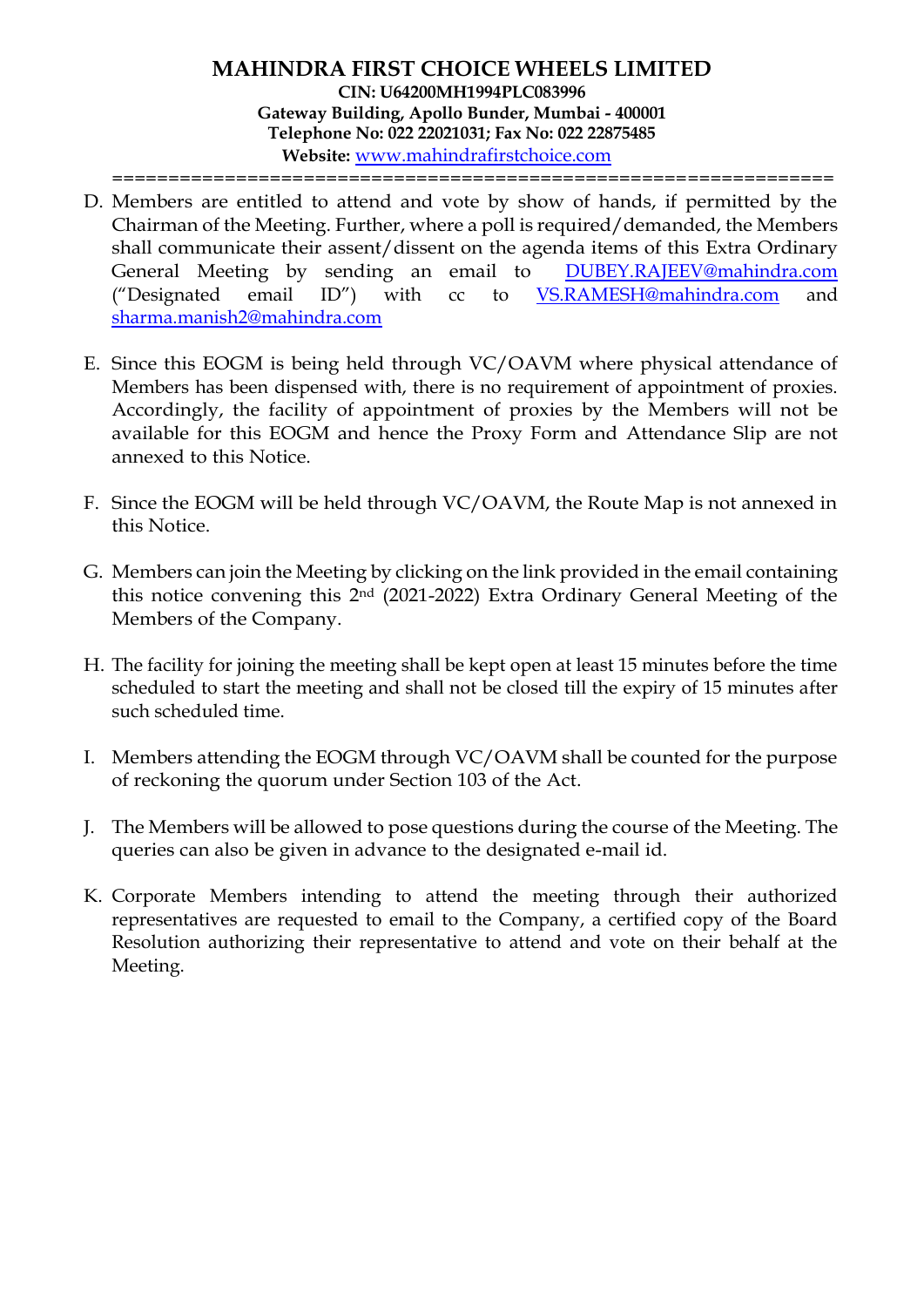D. Members are entitled to attend and vote by show of hands, if permitted by the Chairman of the Meeting. Further, where a poll is required/demanded, the Members shall communicate their assent/dissent on the agenda items of this Extra Ordinary General Meeting by sending an email to DUBEY.RAJEEV@mahindra.com ("Designated email ID") with cc to VS.RAMESH@mahindra.com and sharma.manish2@mahindra.com

E. Since this EOGM is being held through VC/OAVM where physical attendance of Members has been dispensed with, there is no requirement of appointment of proxies. Accordingly, the facility of appointment of proxies by the Members will not be available for this EOGM and hence the Proxy Form and Attendance Slip are not annexed to this Notice.

F. Since the EOGM will be held through VC/OAVM, the Route Map is not annexed in this Notice.

G. Members can join the Meeting by clicking on the link provided in the email containing this notice convening this 2nd (2021-2022) Extra Ordinary General Meeting of the Members of the Company.

H. The facility for joining the meeting shall be kept open at least 15 minutes before the time scheduled to start the meeting and shall not be closed till the expiry of 15 minutes after such scheduled time.

I. Members attending the EOGM through VC/OAVM shall be counted for the purpose of reckoning the quorum under Section 103 of the Act.

J. The Members will be allowed to pose questions during the course of the Meeting. The queries can also be given in advance to the designated e-mail id.

K. Corporate Members intending to attend the meeting through their authorized representatives are requested to email to the Company, a certified copy of the Board Resolution authorizing their representative to attend and vote on their behalf at the Meeting.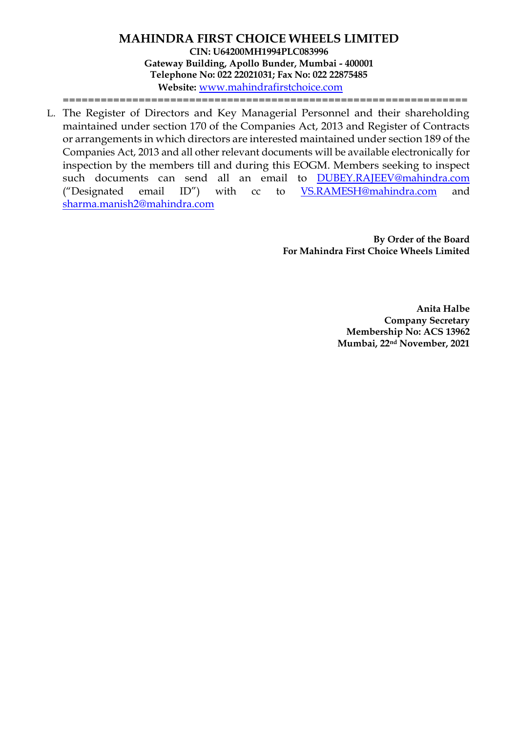# MAHINDRA FIRST CHOICE WHEELS LIMITED

**CIN: U64200MH1994PLC083996**
**Gateway Building, Apollo Bunder, Mumbai - 400001**
**Telephone No: 022 22021031; Fax No: 022 22875485**
**Website:** www.mahindrafirstchoice.com

L. The Register of Directors and Key Managerial Personnel and their shareholding maintained under section 170 of the Companies Act, 2013 and Register of Contracts or arrangements in which directors are interested maintained under section 189 of the Companies Act, 2013 and all other relevant documents will be available electronically for inspection by the members till and during this EOGM. Members seeking to inspect such documents can send all an email to DUBEY.RAJEEV@mahindra.com ("Designated email ID") with cc to VS.RAMESH@mahindra.com and sharma.manish2@mahindra.com

**By Order of the Board**
**For Mahindra First Choice Wheels Limited**

**Anita Halbe**
**Company Secretary**
**Membership No: ACS 13962**
**Mumbai, 22nd November, 2021**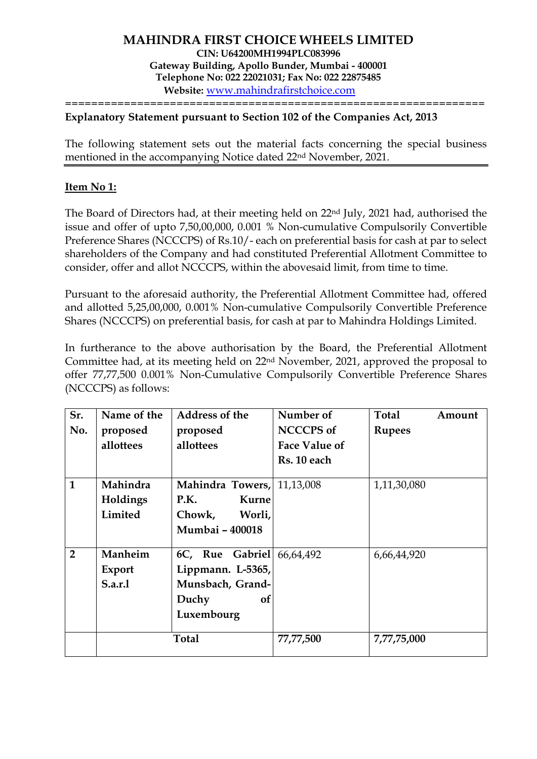# MAHINDRA FIRST CHOICE WHEELS LIMITED

**CIN: U64200MH1994PLC083996**
**Gateway Building, Apollo Bunder, Mumbai - 400001**
**Telephone No: 022 22021031; Fax No: 022 22875485**
**Website:** www.mahindrafirstchoice.com

================================================================

**Explanatory Statement pursuant to Section 102 of the Companies Act, 2013**

The following statement sets out the material facts concerning the special business mentioned in the accompanying Notice dated 22nd November, 2021.

**Item No 1:**

The Board of Directors had, at their meeting held on 22nd July, 2021 had, authorised the issue and offer of upto 7,50,00,000, 0.001 % Non-cumulative Compulsorily Convertible Preference Shares (NCCCPS) of Rs.10/- each on preferential basis for cash at par to select shareholders of the Company and had constituted Preferential Allotment Committee to consider, offer and allot NCCCPS, within the abovesaid limit, from time to time.

Pursuant to the aforesaid authority, the Preferential Allotment Committee had, offered and allotted 5,25,00,000, 0.001% Non-cumulative Compulsorily Convertible Preference Shares (NCCCPS) on preferential basis, for cash at par to Mahindra Holdings Limited.

In furtherance to the above authorisation by the Board, the Preferential Allotment Committee had, at its meeting held on 22nd November, 2021, approved the proposal to offer 77,77,500 0.001% Non-Cumulative Compulsorily Convertible Preference Shares (NCCCPS) as follows:

| Sr. No. | Name of the proposed allottees | Address of the proposed allottees | Number of NCCCPS of Face Value of Rs. 10 each | Total Amount Rupees |
|---|---|---|---|---|
| 1 | **Mahindra Holdings Limited** | **Mahindra Towers, P.K. Kurne Chowk, Worli, Mumbai – 400018** | 11,13,008 | 1,11,30,080 |
| 2 | **Manheim Export S.a.r.l** | **6C, Rue Gabriel Lippmann. L-5365, Munsbach, Grand-Duchy of Luxembourg** | 66,64,492 | 6,66,44,920 |
| | **Total** | | **77,77,500** | **7,77,75,000** |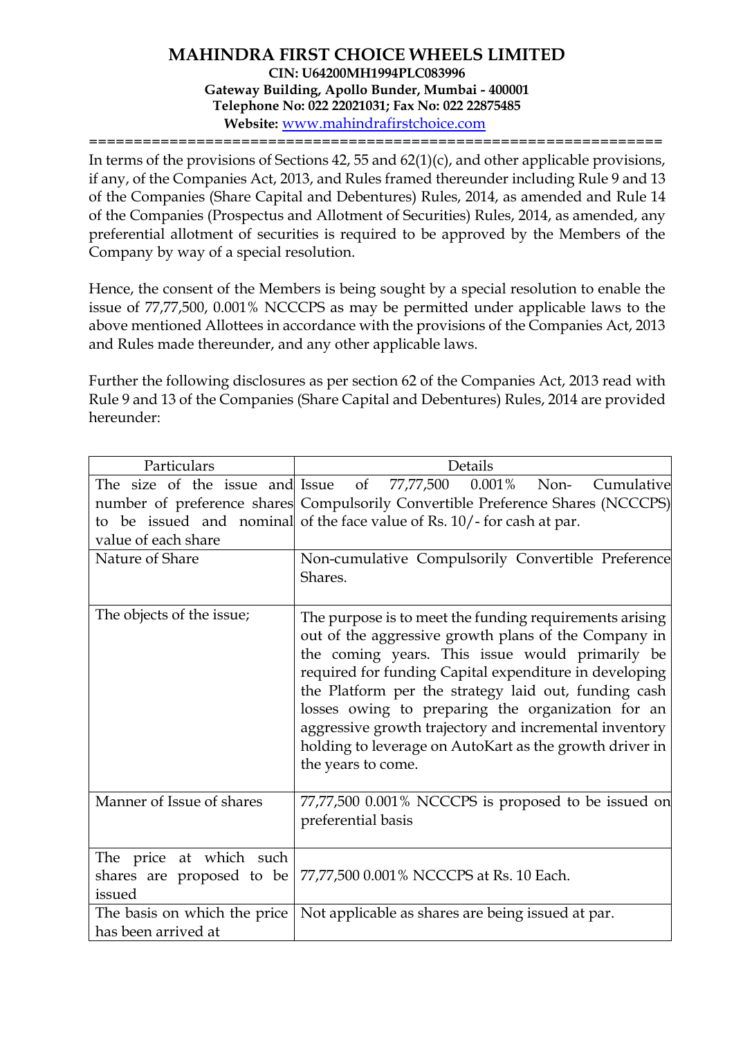# MAHINDRA FIRST CHOICE WHEELS LIMITED

**CIN: U64200MH1994PLC083996**
**Gateway Building, Apollo Bunder, Mumbai - 400001**
**Telephone No: 022 22021031; Fax No: 022 22875485**
**Website:** [www.mahindrafirstchoice.com](www.mahindrafirstchoice.com)

---

In terms of the provisions of Sections 42, 55 and 62(1)(c), and other applicable provisions, if any, of the Companies Act, 2013, and Rules framed thereunder including Rule 9 and 13 of the Companies (Share Capital and Debentures) Rules, 2014, as amended and Rule 14 of the Companies (Prospectus and Allotment of Securities) Rules, 2014, as amended, any preferential allotment of securities is required to be approved by the Members of the Company by way of a special resolution.

Hence, the consent of the Members is being sought by a special resolution to enable the issue of 77,77,500, 0.001% NCCCPS as may be permitted under applicable laws to the above mentioned Allottees in accordance with the provisions of the Companies Act, 2013 and Rules made thereunder, and any other applicable laws.

Further the following disclosures as per section 62 of the Companies Act, 2013 read with Rule 9 and 13 of the Companies (Share Capital and Debentures) Rules, 2014 are provided hereunder:

| Particulars | Details |
|---|---|
| The size of the issue and number of preference shares to be issued and nominal value of each share | Issue of 77,77,500 0.001% Non- Cumulative Compulsorily Convertible Preference Shares (NCCCPS) of the face value of Rs. 10/- for cash at par. |
| Nature of Share | Non-cumulative Compulsorily Convertible Preference Shares. |
| The objects of the issue; | The purpose is to meet the funding requirements arising out of the aggressive growth plans of the Company in the coming years. This issue would primarily be required for funding Capital expenditure in developing the Platform per the strategy laid out, funding cash losses owing to preparing the organization for an aggressive growth trajectory and incremental inventory holding to leverage on AutoKart as the growth driver in the years to come. |
| Manner of Issue of shares | 77,77,500 0.001% NCCCPS is proposed to be issued on preferential basis |
| The price at which such shares are proposed to be issued | 77,77,500 0.001% NCCCPS at Rs. 10 Each. |
| The basis on which the price has been arrived at | Not applicable as shares are being issued at par. |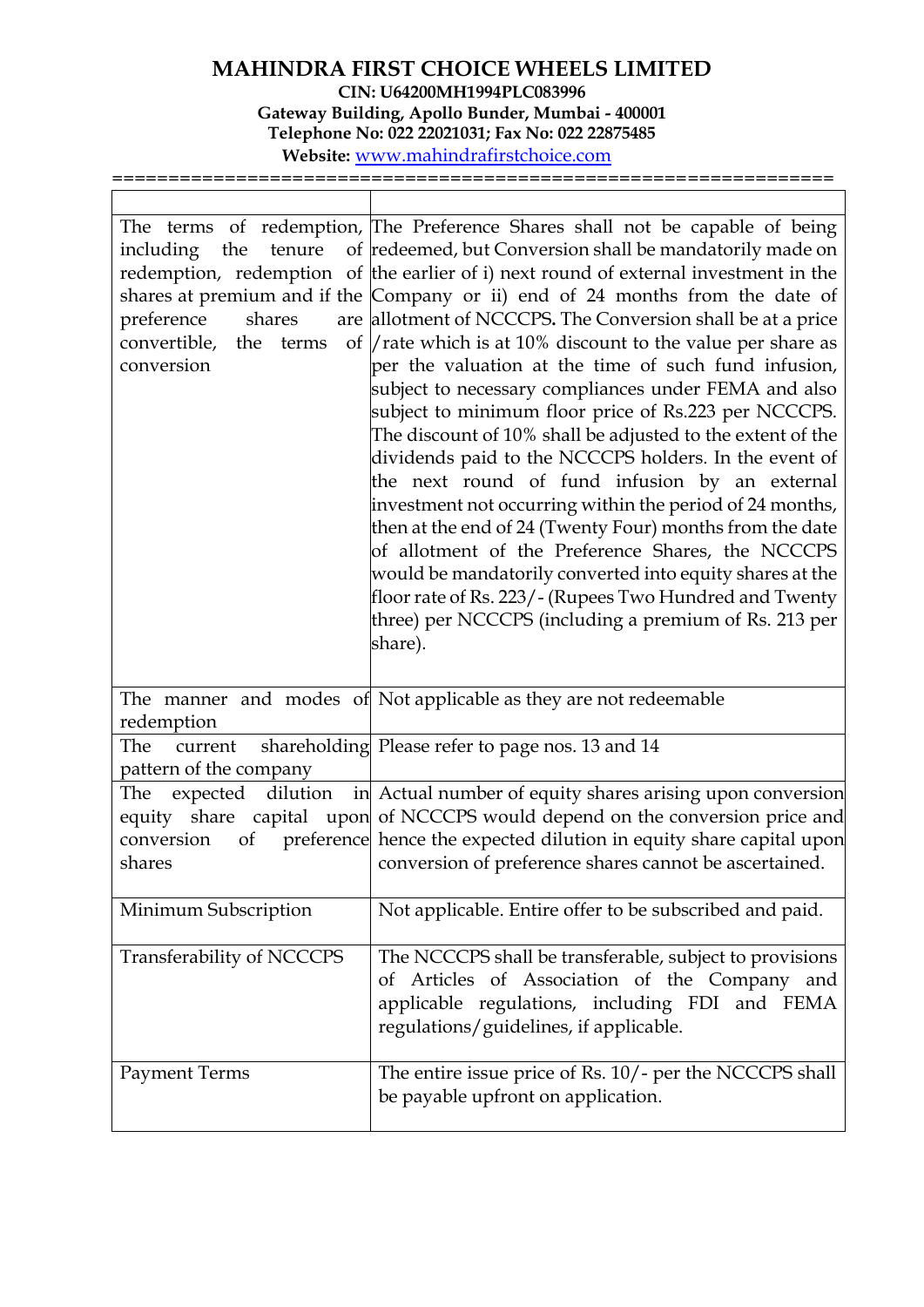# MAHINDRA FIRST CHOICE WHEELS LIMITED

**CIN: U64200MH1994PLC083996**
**Gateway Building, Apollo Bunder, Mumbai - 400001**
**Telephone No: 022 22021031; Fax No: 022 22875485**
**Website:** www.mahindrafirstchoice.com

| | |
|---|---|
| The terms of redemption, including the tenure of redemption, redemption of shares at premium and if the preference shares are convertible, the terms of conversion | The Preference Shares shall not be capable of being redeemed, but Conversion shall be mandatorily made on the earlier of i) next round of external investment in the Company or ii) end of 24 months from the date of allotment of NCCCPS**.** The Conversion shall be at a price /rate which is at 10% discount to the value per share as per the valuation at the time of such fund infusion, subject to necessary compliances under FEMA and also subject to minimum floor price of Rs.223 per NCCCPS. The discount of 10% shall be adjusted to the extent of the dividends paid to the NCCCPS holders. In the event of the next round of fund infusion by an external investment not occurring within the period of 24 months, then at the end of 24 (Twenty Four) months from the date of allotment of the Preference Shares, the NCCCPS would be mandatorily converted into equity shares at the floor rate of Rs. 223/- (Rupees Two Hundred and Twenty three) per NCCCPS (including a premium of Rs. 213 per share). |
| The manner and modes of redemption | Not applicable as they are not redeemable |
| The current shareholding pattern of the company | Please refer to page nos. 13 and 14 |
| The expected dilution in equity share capital upon conversion of preference shares | Actual number of equity shares arising upon conversion of NCCCPS would depend on the conversion price and hence the expected dilution in equity share capital upon conversion of preference shares cannot be ascertained. |
| Minimum Subscription | Not applicable. Entire offer to be subscribed and paid. |
| Transferability of NCCCPS | The NCCCPS shall be transferable, subject to provisions of Articles of Association of the Company and applicable regulations, including FDI and FEMA regulations/guidelines, if applicable. |
| Payment Terms | The entire issue price of Rs. 10/- per the NCCCPS shall be payable upfront on application. |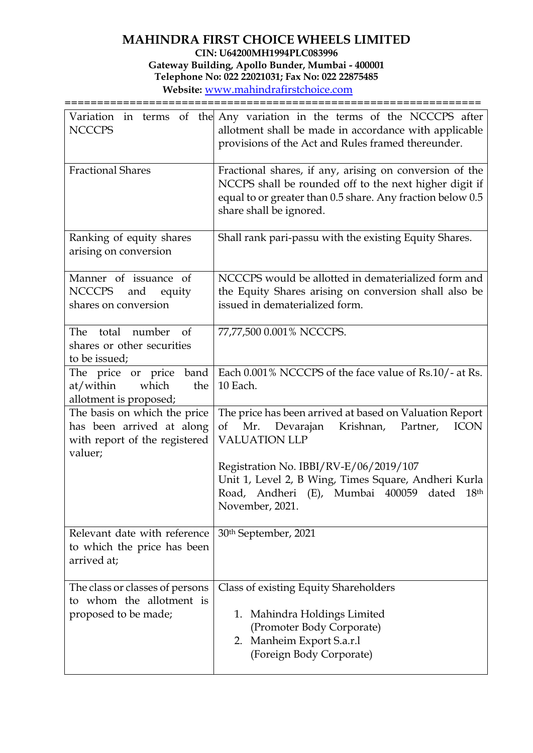# MAHINDRA FIRST CHOICE WHEELS LIMITED

**CIN: U64200MH1994PLC083996**
**Gateway Building, Apollo Bunder, Mumbai - 400001**
**Telephone No: 022 22021031; Fax No: 022 22875485**
**Website: www.mahindrafirstchoice.com**

==============================================================

| | |
|---|---|
| Variation in terms of the NCCCPS | Any variation in the terms of the NCCCPS after allotment shall be made in accordance with applicable provisions of the Act and Rules framed thereunder. |
| Fractional Shares | Fractional shares, if any, arising on conversion of the NCCPS shall be rounded off to the next higher digit if equal to or greater than 0.5 share. Any fraction below 0.5 share shall be ignored. |
| Ranking of equity shares arising on conversion | Shall rank pari-passu with the existing Equity Shares. |
| Manner of issuance of NCCCPS and equity shares on conversion | NCCCPS would be allotted in dematerialized form and the Equity Shares arising on conversion shall also be issued in dematerialized form. |
| The total number of shares or other securities to be issued; | 77,77,500 0.001% NCCCPS. |
| The price or price band at/within which the allotment is proposed; | Each 0.001% NCCCPS of the face value of Rs.10/- at Rs. 10 Each. |
| The basis on which the price has been arrived at along with report of the registered valuer; | The price has been arrived at based on Valuation Report of Mr. Devarajan Krishnan, Partner, ICON VALUATION LLP<br><br>Registration No. IBBI/RV-E/06/2019/107<br>Unit 1, Level 2, B Wing, Times Square, Andheri Kurla Road, Andheri (E), Mumbai 400059 dated 18th November, 2021. |
| Relevant date with reference to which the price has been arrived at; | 30th September, 2021 |
| The class or classes of persons to whom the allotment is proposed to be made; | Class of existing Equity Shareholders<br><br>1. Mahindra Holdings Limited (Promoter Body Corporate)<br>2. Manheim Export S.a.r.l (Foreign Body Corporate) |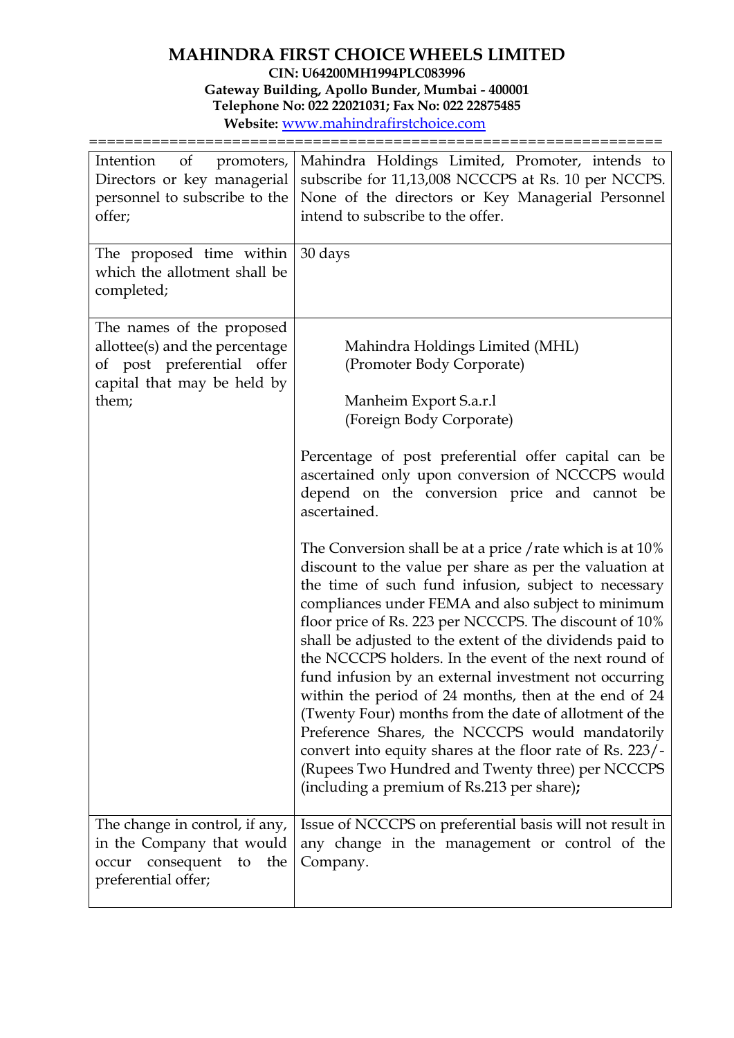# MAHINDRA FIRST CHOICE WHEELS LIMITED

**CIN: U64200MH1994PLC083996**
**Gateway Building, Apollo Bunder, Mumbai - 400001**
**Telephone No: 022 22021031; Fax No: 022 22875485**
**Website:** [www.mahindrafirstchoice.com](www.mahindrafirstchoice.com)

================================================================

| | |
|---|---|
| Intention of promoters, Directors or key managerial personnel to subscribe to the offer; | Mahindra Holdings Limited, Promoter, intends to subscribe for 11,13,008 NCCCPS at Rs. 10 per NCCPS. None of the directors or Key Managerial Personnel intend to subscribe to the offer. |
| The proposed time within which the allotment shall be completed; | 30 days |
| The names of the proposed allottee(s) and the percentage of post preferential offer capital that may be held by them; | Mahindra Holdings Limited (MHL) (Promoter Body Corporate)<br><br>Manheim Export S.a.r.l (Foreign Body Corporate)<br><br>Percentage of post preferential offer capital can be ascertained only upon conversion of NCCCPS would depend on the conversion price and cannot be ascertained.<br><br>The Conversion shall be at a price /rate which is at 10% discount to the value per share as per the valuation at the time of such fund infusion, subject to necessary compliances under FEMA and also subject to minimum floor price of Rs. 223 per NCCCPS. The discount of 10% shall be adjusted to the extent of the dividends paid to the NCCCPS holders. In the event of the next round of fund infusion by an external investment not occurring within the period of 24 months, then at the end of 24 (Twenty Four) months from the date of allotment of the Preference Shares, the NCCCPS would mandatorily convert into equity shares at the floor rate of Rs. 223/- (Rupees Two Hundred and Twenty three) per NCCCPS (including a premium of Rs.213 per share)**;** |
| The change in control, if any, in the Company that would occur consequent to the preferential offer; | Issue of NCCCPS on preferential basis will not result in any change in the management or control of the Company. |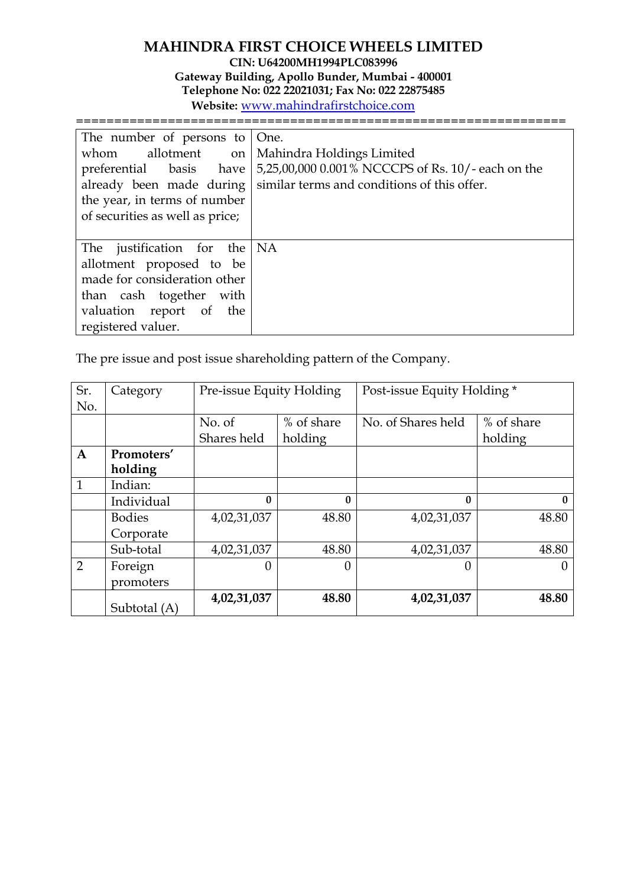# MAHINDRA FIRST CHOICE WHEELS LIMITED

**CIN: U64200MH1994PLC083996**
**Gateway Building, Apollo Bunder, Mumbai - 400001**
**Telephone No: 022 22021031; Fax No: 022 22875485**
**Website:** www.mahindrafirstchoice.com

| | |
|---|---|
| The number of persons to whom allotment on preferential basis have already been made during the year, in terms of number of securities as well as price; | One.<br>Mahindra Holdings Limited<br>5,25,00,000 0.001% NCCCPS of Rs. 10/- each on the similar terms and conditions of this offer. |
| The justification for the allotment proposed to be made for consideration other than cash together with valuation report of the registered valuer. | NA |

The pre issue and post issue shareholding pattern of the Company.

| Sr. No. | Category | Pre-issue Equity Holding | | Post-issue Equity Holding * | |
|---|---|---|---|---|---|
| | | No. of Shares held | % of share holding | No. of Shares held | % of share holding |
| **A** | **Promoters' holding** | | | | |
| 1 | Indian: | | | | |
| | Individual | **0** | **0** | **0** | **0** |
| | Bodies Corporate | 4,02,31,037 | 48.80 | 4,02,31,037 | 48.80 |
| | Sub-total | 4,02,31,037 | 48.80 | 4,02,31,037 | 48.80 |
| 2 | Foreign promoters | 0 | 0 | 0 | 0 |
| | Subtotal (A) | **4,02,31,037** | **48.80** | **4,02,31,037** | **48.80** |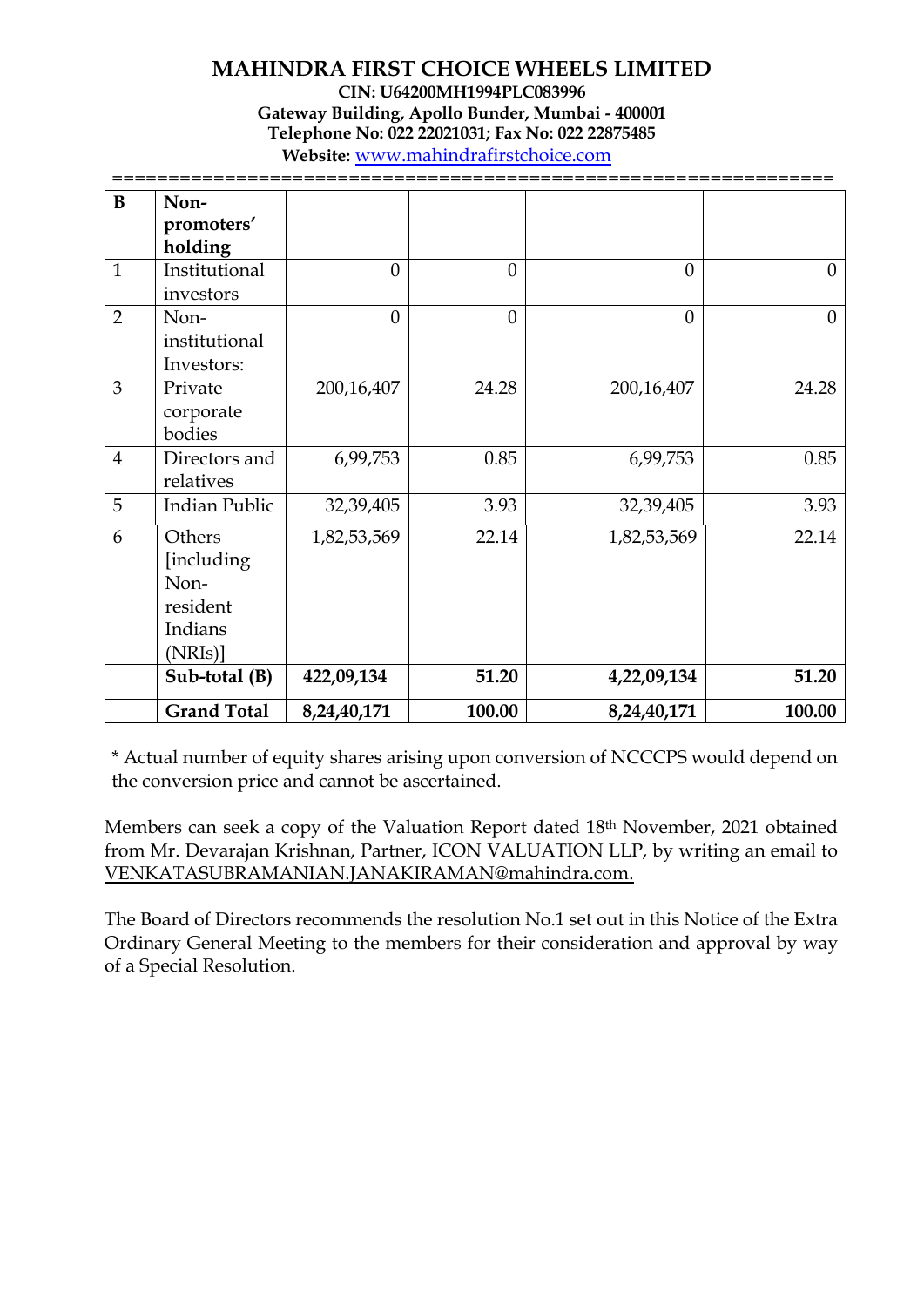# MAHINDRA FIRST CHOICE WHEELS LIMITED

**CIN: U64200MH1994PLC083996**
**Gateway Building, Apollo Bunder, Mumbai - 400001**
**Telephone No: 022 22021031; Fax No: 022 22875485**
**Website:** [www.mahindrafirstchoice.com](http://www.mahindrafirstchoice.com)

| B | **Non-promoters' holding** | | | | |
|---|---|---|---|---|---|
| 1 | Institutional investors | 0 | 0 | 0 | 0 |
| 2 | Non-institutional Investors: | 0 | 0 | 0 | 0 |
| 3 | Private corporate bodies | 200,16,407 | 24.28 | 200,16,407 | 24.28 |
| 4 | Directors and relatives | 6,99,753 | 0.85 | 6,99,753 | 0.85 |
| 5 | Indian Public | 32,39,405 | 3.93 | 32,39,405 | 3.93 |
| 6 | Others [including Non-resident Indians (NRIs)] | 1,82,53,569 | 22.14 | 1,82,53,569 | 22.14 |
| | **Sub-total (B)** | **422,09,134** | **51.20** | **4,22,09,134** | **51.20** |
| | **Grand Total** | **8,24,40,171** | **100.00** | **8,24,40,171** | **100.00** |

* Actual number of equity shares arising upon conversion of NCCCPS would depend on the conversion price and cannot be ascertained.

Members can seek a copy of the Valuation Report dated 18th November, 2021 obtained from Mr. Devarajan Krishnan, Partner, ICON VALUATION LLP, by writing an email to VENKATASUBRAMANIAN.JANAKIRAMAN@mahindra.com.

The Board of Directors recommends the resolution No.1 set out in this Notice of the Extra Ordinary General Meeting to the members for their consideration and approval by way of a Special Resolution.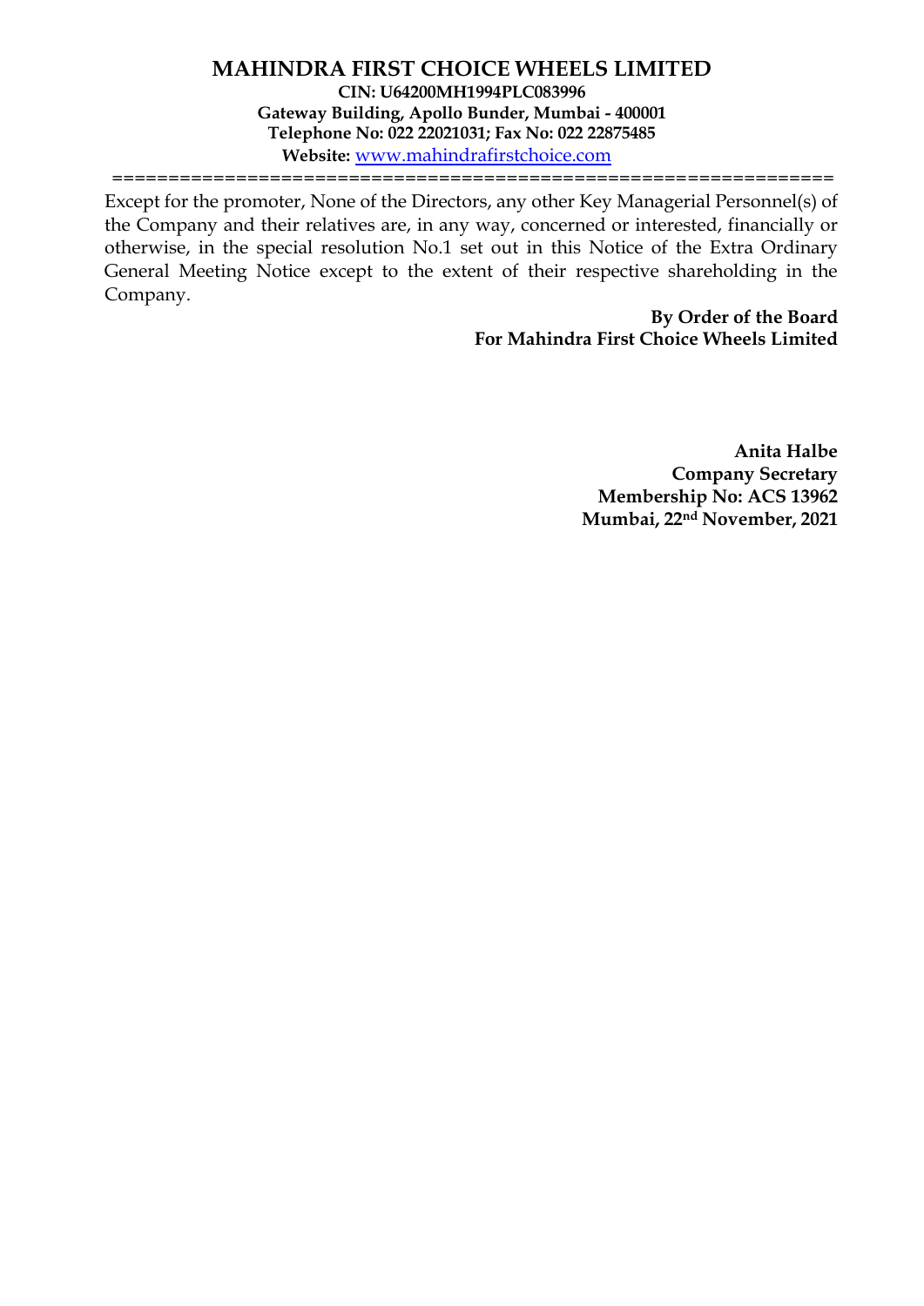**MAHINDRA FIRST CHOICE WHEELS LIMITED**
**CIN: U64200MH1994PLC083996**
**Gateway Building, Apollo Bunder, Mumbai - 400001**
**Telephone No: 022 22021031; Fax No: 022 22875485**
**Website:** www.mahindrafirstchoice.com

Except for the promoter, None of the Directors, any other Key Managerial Personnel(s) of the Company and their relatives are, in any way, concerned or interested, financially or otherwise, in the special resolution No.1 set out in this Notice of the Extra Ordinary General Meeting Notice except to the extent of their respective shareholding in the Company.

**By Order of the Board**
**For Mahindra First Choice Wheels Limited**

**Anita Halbe**
**Company Secretary**
**Membership No: ACS 13962**
**Mumbai, 22nd November, 2021**